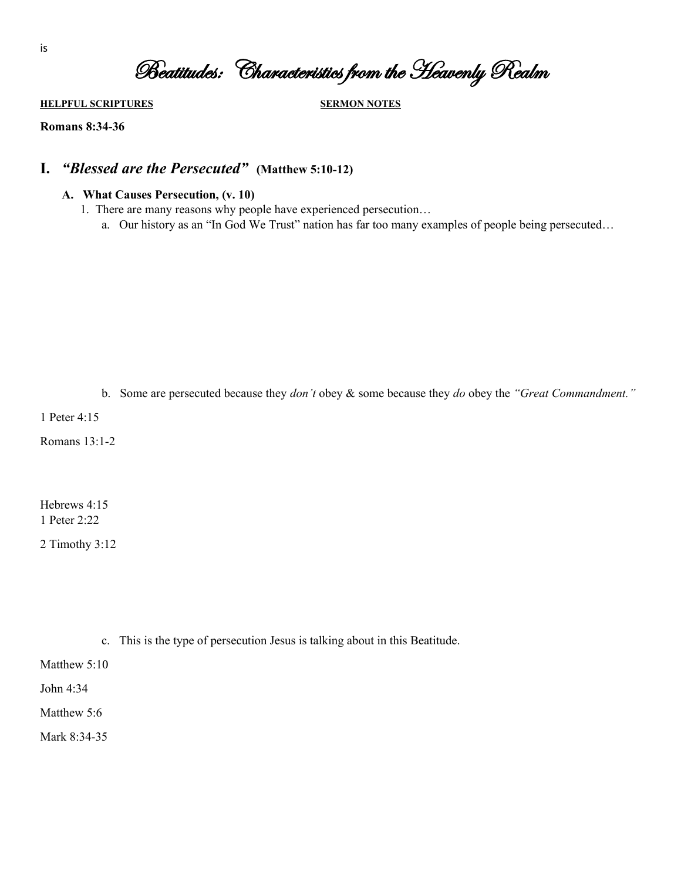is

# Beatitudes: Characteristics from the Heavenly Realm

**HELPFUL SCRIPTURES** **SERMON NOTES**

**Romans 8:34-36**

## I. *"Blessed are the Persecuted"* (Matthew 5:10-12)

### A. What Causes Persecution, (v. 10)

1. There are many reasons why people have experienced persecution…
   a. Our history as an "In God We Trust" nation has far too many examples of people being persecuted…

   b. Some are persecuted because they *don't* obey & some because they *do* obey the *"Great Commandment."*

1 Peter 4:15

Romans 13:1-2

Hebrews 4:15
1 Peter 2:22

2 Timothy 3:12

   c. This is the type of persecution Jesus is talking about in this Beatitude.

Matthew 5:10

John 4:34

Matthew 5:6

Mark 8:34-35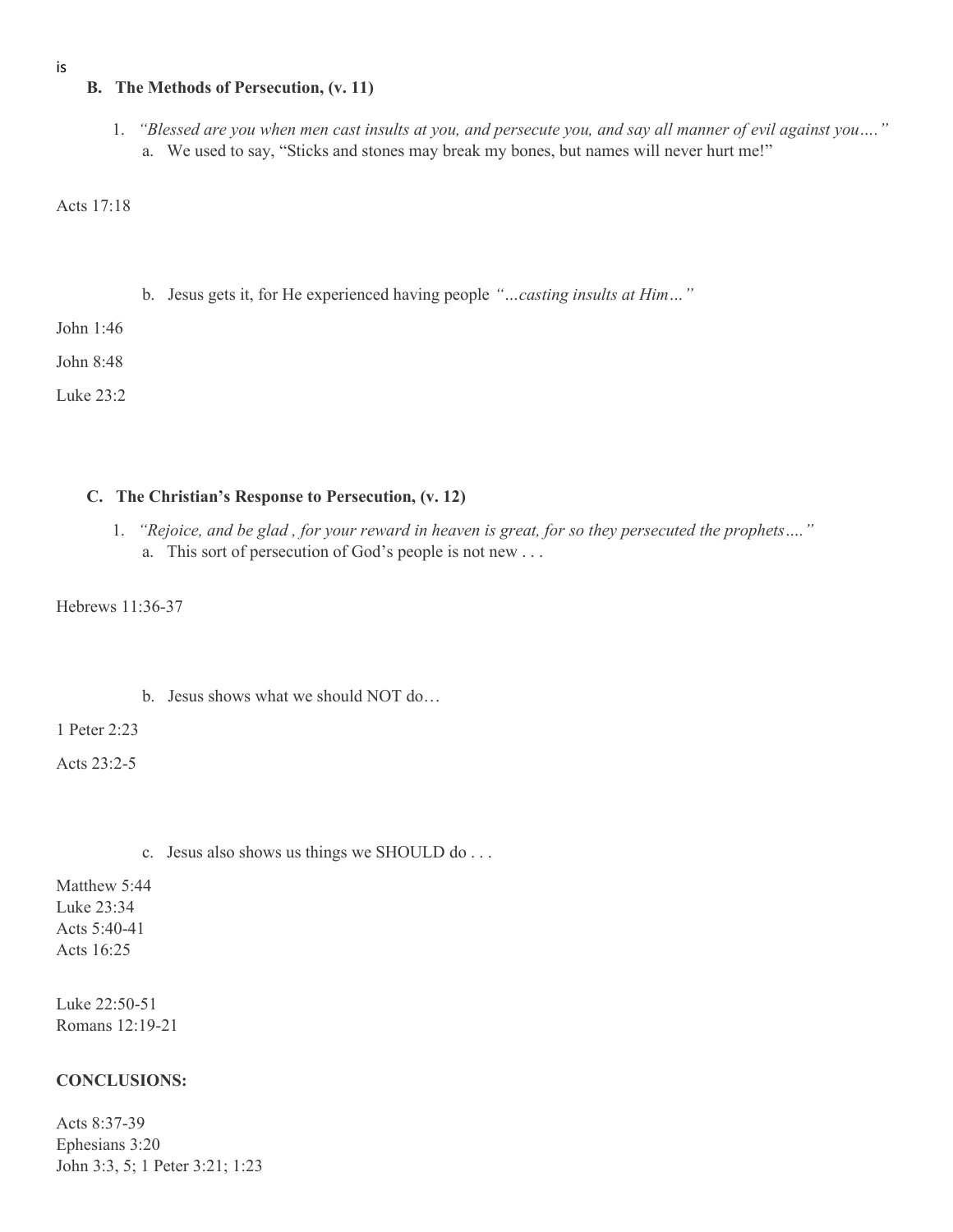is

### B. The Methods of Persecution, (v. 11)

1. *"Blessed are you when men cast insults at you, and persecute you, and say all manner of evil against you…."*
   a. We used to say, "Sticks and stones may break my bones, but names will never hurt me!"

Acts 17:18

   b. Jesus gets it, for He experienced having people *"…casting insults at Him…"*

John 1:46

John 8:48

Luke 23:2

### C. The Christian's Response to Persecution, (v. 12)

1. *"Rejoice, and be glad , for your reward in heaven is great, for so they persecuted the prophets…."*
   a. This sort of persecution of God's people is not new . . .

Hebrews 11:36-37

   b. Jesus shows what we should NOT do…

1 Peter 2:23

Acts 23:2-5

   c. Jesus also shows us things we SHOULD do . . .

Matthew 5:44
Luke 23:34
Acts 5:40-41
Acts 16:25

Luke 22:50-51
Romans 12:19-21

**CONCLUSIONS:**

Acts 8:37-39
Ephesians 3:20
John 3:3, 5; 1 Peter 3:21; 1:23